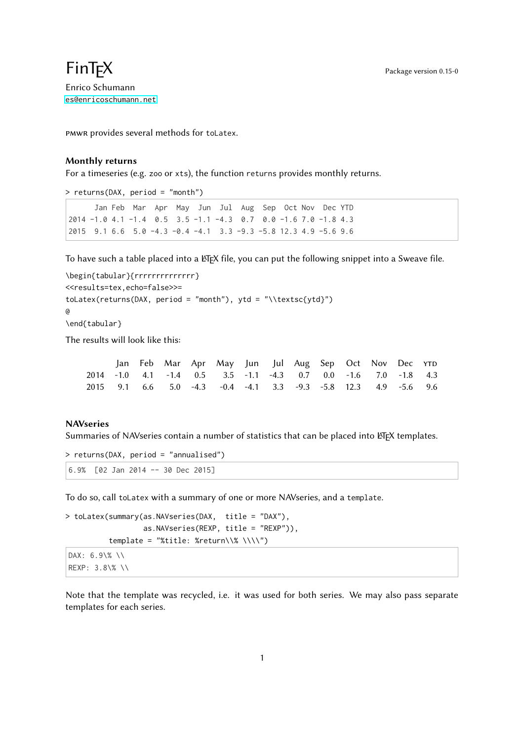# FinTEX

Package version 0.15-0

Enrico Schumann
es@enricoschumann.net

PMWR provides several methods for `toLatex`.

## Monthly returns

For a timeseries (e.g. `zoo` or `xts`), the function `returns` provides monthly returns.

```
> returns(DAX, period = "month")
```

```
      Jan Feb  Mar  Apr  May  Jun  Jul  Aug  Sep  Oct Nov  Dec YTD
2014 -1.0 4.1 -1.4  0.5  3.5 -1.1 -4.3  0.7  0.0 -1.6 7.0 -1.8 4.3
2015  9.1 6.6  5.0 -4.3 -0.4 -4.1  3.3 -9.3 -5.8 12.3 4.9 -5.6 9.6
```

To have such a table placed into a LATEX file, you can put the following snippet into a Sweave file.

```
\begin{tabular}{rrrrrrrrrrrrrr}
<<results=tex,echo=false>>=
toLatex(returns(DAX, period = "month"), ytd = "\\textsc{ytd}")
@
\end{tabular}
```

The results will look like this:

| | Jan | Feb | Mar | Apr | May | Jun | Jul | Aug | Sep | Oct | Nov | Dec | YTD |
|---|---|---|---|---|---|---|---|---|---|---|---|---|---|
| 2014 | -1.0 | 4.1 | -1.4 | 0.5 | 3.5 | -1.1 | -4.3 | 0.7 | 0.0 | -1.6 | 7.0 | -1.8 | 4.3 |
| 2015 | 9.1 | 6.6 | 5.0 | -4.3 | -0.4 | -4.1 | 3.3 | -9.3 | -5.8 | 12.3 | 4.9 | -5.6 | 9.6 |

## NAVseries

Summaries of NAVseries contain a number of statistics that can be placed into LATEX templates.

```
> returns(DAX, period = "annualised")
```

```
6.9%  [02 Jan 2014 -- 30 Dec 2015]
```

To do so, call `toLatex` with a summary of one or more NAVseries, and a `template`.

```
> toLatex(summary(as.NAVseries(DAX,  title = "DAX"),
                  as.NAVseries(REXP, title = "REXP")),
          template = "%title: %return\\% \\\\")
```

```
DAX: 6.9\% \\
REXP: 3.8\% \\
```

Note that the template was recycled, i.e. it was used for both series. We may also pass separate templates for each series.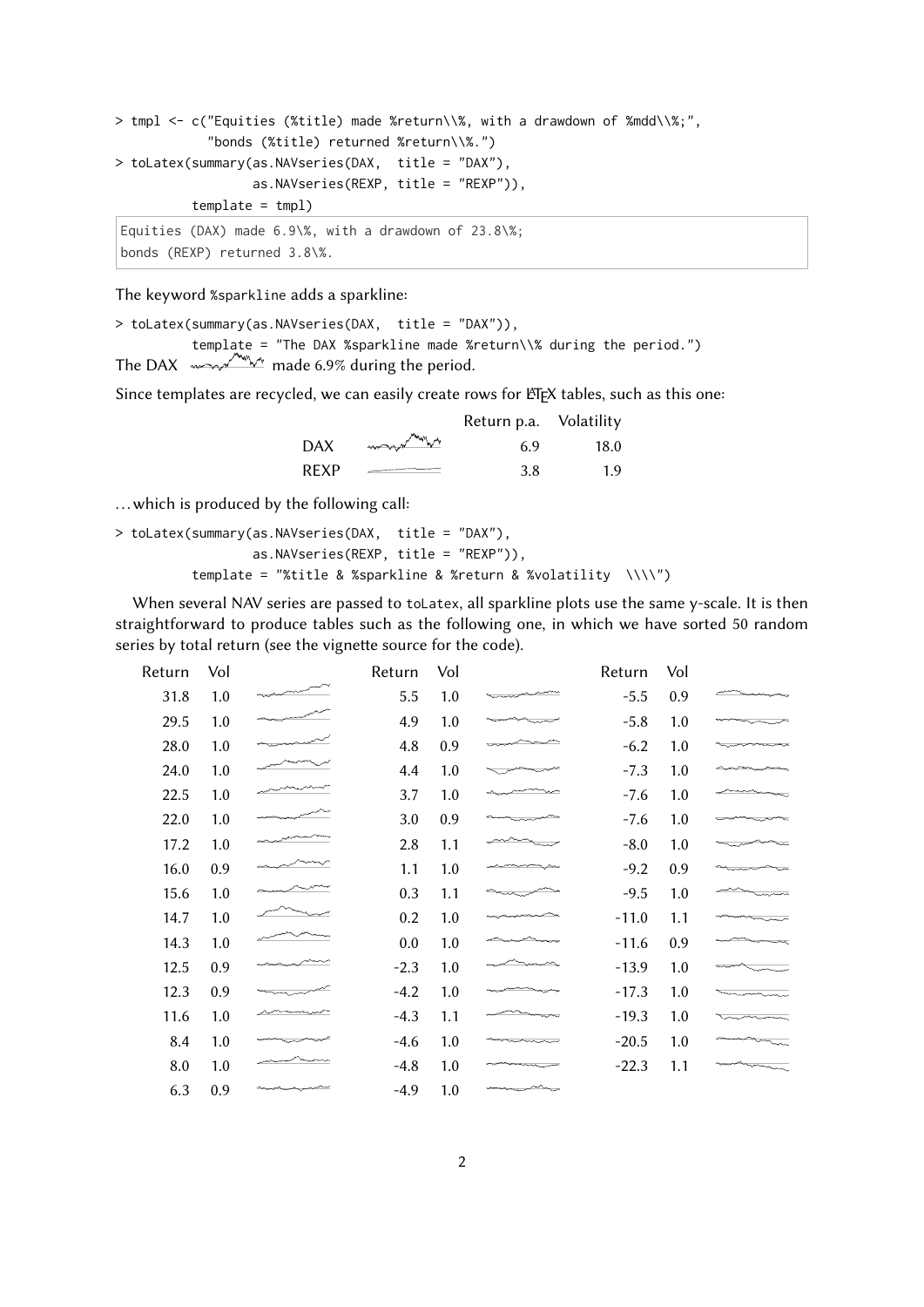```
> tmpl <- c("Equities (%title) made %return\\%, with a drawdown of %mdd\\%;",
           "bonds (%title) returned %return\\%.")
> toLatex(summary(as.NAVseries(DAX,  title = "DAX"),
                  as.NAVseries(REXP, title = "REXP")),
          template = tmpl)
```

```
Equities (DAX) made 6.9\%, with a drawdown of 23.8\%;
bonds (REXP) returned 3.8\%.
```

The keyword `%sparkline` adds a sparkline:

```
> toLatex(summary(as.NAVseries(DAX,  title = "DAX")),
          template = "The DAX %sparkline made %return\\% during the period.")
```

The DAX made 6.9% during the period.

Since templates are recycled, we can easily create rows for LaTeX tables, such as this one:

| | | Return p.a. | Volatility |
|---|---|---|---|
| DAX | | 6.9 | 18.0 |
| REXP | | 3.8 | 1.9 |

...which is produced by the following call:

```
> toLatex(summary(as.NAVseries(DAX,  title = "DAX"),
                  as.NAVseries(REXP, title = "REXP")),
          template = "%title & %sparkline & %return & %volatility  \\\\")
```

When several NAV series are passed to `toLatex`, all sparkline plots use the same y-scale. It is then straightforward to produce tables such as the following one, in which we have sorted 50 random series by total return (see the vignette source for the code).

| Return | Vol | | Return | Vol | | Return | Vol | |
|---|---|---|---|---|---|---|---|---|
| 31.8 | 1.0 | | 5.5 | 1.0 | | -5.5 | 0.9 | |
| 29.5 | 1.0 | | 4.9 | 1.0 | | -5.8 | 1.0 | |
| 28.0 | 1.0 | | 4.8 | 0.9 | | -6.2 | 1.0 | |
| 24.0 | 1.0 | | 4.4 | 1.0 | | -7.3 | 1.0 | |
| 22.5 | 1.0 | | 3.7 | 1.0 | | -7.6 | 1.0 | |
| 22.0 | 1.0 | | 3.0 | 0.9 | | -7.6 | 1.0 | |
| 17.2 | 1.0 | | 2.8 | 1.1 | | -8.0 | 1.0 | |
| 16.0 | 0.9 | | 1.1 | 1.0 | | -9.2 | 0.9 | |
| 15.6 | 1.0 | | 0.3 | 1.1 | | -9.5 | 1.0 | |
| 14.7 | 1.0 | | 0.2 | 1.0 | | -11.0 | 1.1 | |
| 14.3 | 1.0 | | 0.0 | 1.0 | | -11.6 | 0.9 | |
| 12.5 | 0.9 | | -2.3 | 1.0 | | -13.9 | 1.0 | |
| 12.3 | 0.9 | | -4.2 | 1.0 | | -17.3 | 1.0 | |
| 11.6 | 1.0 | | -4.3 | 1.1 | | -19.3 | 1.0 | |
| 8.4 | 1.0 | | -4.6 | 1.0 | | -20.5 | 1.0 | |
| 8.0 | 1.0 | | -4.8 | 1.0 | | -22.3 | 1.1 | |
| 6.3 | 0.9 | | -4.9 | 1.0 | | | | |